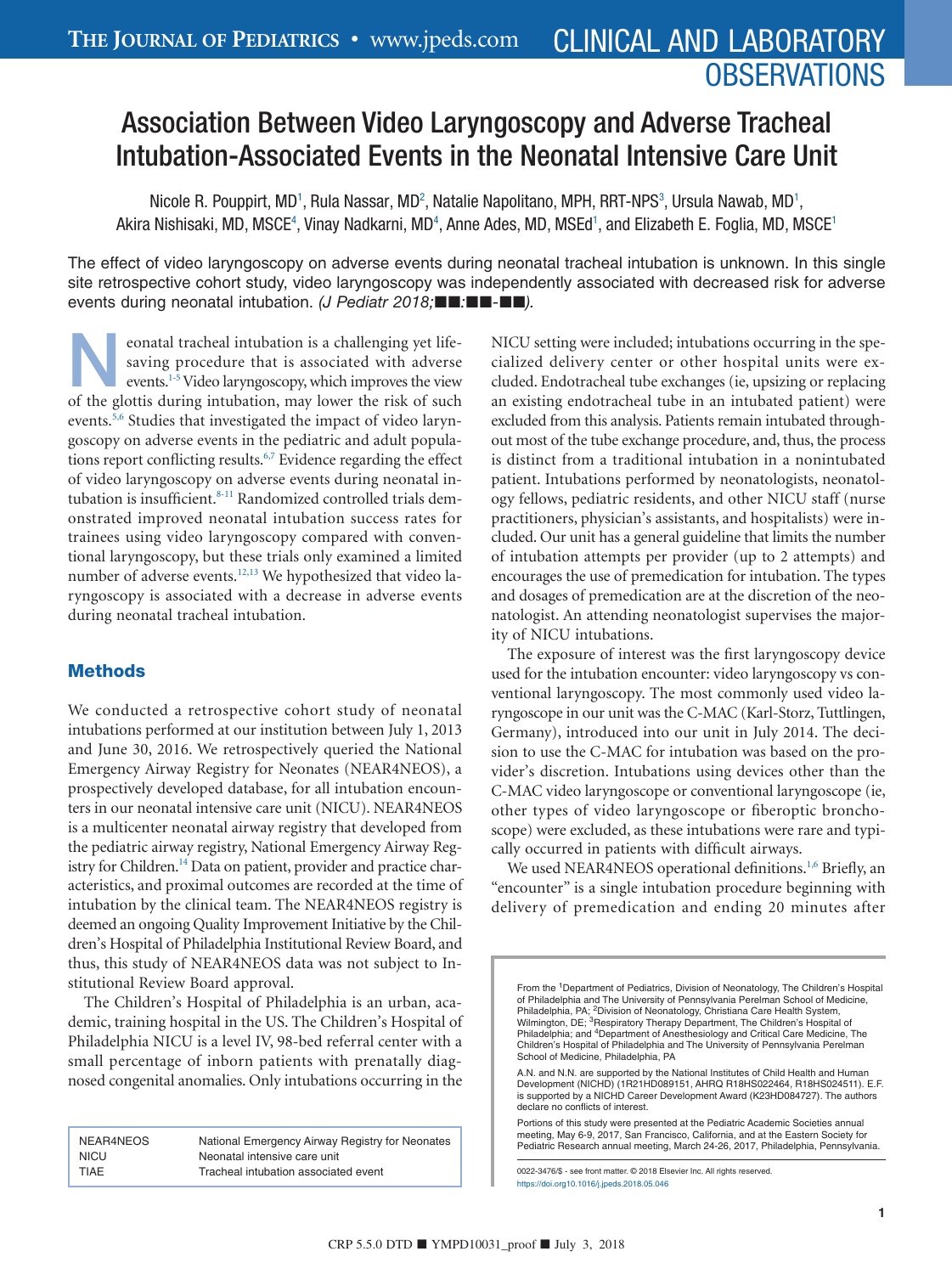# Association Between Video Laryngoscopy and Adverse Tracheal Intubation-Associated Events in the Neonatal Intensive Care Unit

Nicole R. Pouppirt, MD[1], Rula Nassar, MD[2], Natalie Napolitano, MPH, RRT-NPS[3], Ursula Nawab, MD[1], Akira Nishisaki, MD, MSCE[4], Vinay Nadkarni, MD[4], Anne Ades, MD, MSEd[1], and Elizabeth E. Foglia, MD, MSCE[1]

The effect of video laryngoscopy on adverse events during neonatal tracheal intubation is unknown. In this single site retrospective cohort study, video laryngoscopy was independently associated with decreased risk for adverse events during neonatal intubation. *(J Pediatr 2018;■■:■■-■■).*

Neonatal tracheal intubation is a challenging yet lifesaving procedure that is associated with adverse events.[1-5] Video laryngoscopy, which improves the view of the glottis during intubation, may lower the risk of such events.[5,6] Studies that investigated the impact of video laryngoscopy on adverse events in the pediatric and adult populations report conflicting results.[6,7] Evidence regarding the effect of video laryngoscopy on adverse events during neonatal intubation is insufficient.[8-11] Randomized controlled trials demonstrated improved neonatal intubation success rates for trainees using video laryngoscopy compared with conventional laryngoscopy, but these trials only examined a limited number of adverse events.[12,13] We hypothesized that video laryngoscopy is associated with a decrease in adverse events during neonatal tracheal intubation.

## Methods

We conducted a retrospective cohort study of neonatal intubations performed at our institution between July 1, 2013 and June 30, 2016. We retrospectively queried the National Emergency Airway Registry for Neonates (NEAR4NEOS), a prospectively developed database, for all intubation encounters in our neonatal intensive care unit (NICU). NEAR4NEOS is a multicenter neonatal airway registry that developed from the pediatric airway registry, National Emergency Airway Registry for Children.[14] Data on patient, provider and practice characteristics, and proximal outcomes are recorded at the time of intubation by the clinical team. The NEAR4NEOS registry is deemed an ongoing Quality Improvement Initiative by the Children's Hospital of Philadelphia Institutional Review Board, and thus, this study of NEAR4NEOS data was not subject to Institutional Review Board approval.

The Children's Hospital of Philadelphia is an urban, academic, training hospital in the US. The Children's Hospital of Philadelphia NICU is a level IV, 98-bed referral center with a small percentage of inborn patients with prenatally diagnosed congenital anomalies. Only intubations occurring in the NICU setting were included; intubations occurring in the specialized delivery center or other hospital units were excluded. Endotracheal tube exchanges (ie, upsizing or replacing an existing endotracheal tube in an intubated patient) were excluded from this analysis. Patients remain intubated throughout most of the tube exchange procedure, and, thus, the process is distinct from a traditional intubation in a nonintubated patient. Intubations performed by neonatologists, neonatology fellows, pediatric residents, and other NICU staff (nurse practitioners, physician's assistants, and hospitalists) were included. Our unit has a general guideline that limits the number of intubation attempts per provider (up to 2 attempts) and encourages the use of premedication for intubation. The types and dosages of premedication are at the discretion of the neonatologist. An attending neonatologist supervises the majority of NICU intubations.

The exposure of interest was the first laryngoscopy device used for the intubation encounter: video laryngoscopy vs conventional laryngoscopy. The most commonly used video laryngoscope in our unit was the C-MAC (Karl-Storz, Tuttlingen, Germany), introduced into our unit in July 2014. The decision to use the C-MAC for intubation was based on the provider's discretion. Intubations using devices other than the C-MAC video laryngoscope or conventional laryngoscope (ie, other types of video laryngoscope or fiberoptic bronchoscope) were excluded, as these intubations were rare and typically occurred in patients with difficult airways.

We used NEAR4NEOS operational definitions.[1,6] Briefly, an "encounter" is a single intubation procedure beginning with delivery of premedication and ending 20 minutes after

| | |
|---|---|
| NEAR4NEOS | National Emergency Airway Registry for Neonates |
| NICU | Neonatal intensive care unit |
| TIAE | Tracheal intubation associated event |

From the [1]Department of Pediatrics, Division of Neonatology, The Children's Hospital of Philadelphia and The University of Pennsylvania Perelman School of Medicine, Philadelphia, PA; [2]Division of Neonatology, Christiana Care Health System, Wilmington, DE; [3]Respiratory Therapy Department, The Children's Hospital of Philadelphia; and [4]Department of Anesthesiology and Critical Care Medicine, The Children's Hospital of Philadelphia and The University of Pennsylvania Perelman School of Medicine, Philadelphia, PA

A.N. and N.N. are supported by the National Institutes of Child Health and Human Development (NICHD) (1R21HD089151, AHRQ R18HS022464, R18HS024511). E.F. is supported by a NICHD Career Development Award (K23HD084727). The authors declare no conflicts of interest.

Portions of this study were presented at the Pediatric Academic Societies annual meeting, May 6-9, 2017, San Francisco, California, and at the Eastern Society for Pediatric Research annual meeting, March 24-26, 2017, Philadelphia, Pennsylvania.

0022-3476/$ - see front matter. © 2018 Elsevier Inc. All rights reserved.
https://doi.org10.1016/j.jpeds.2018.05.046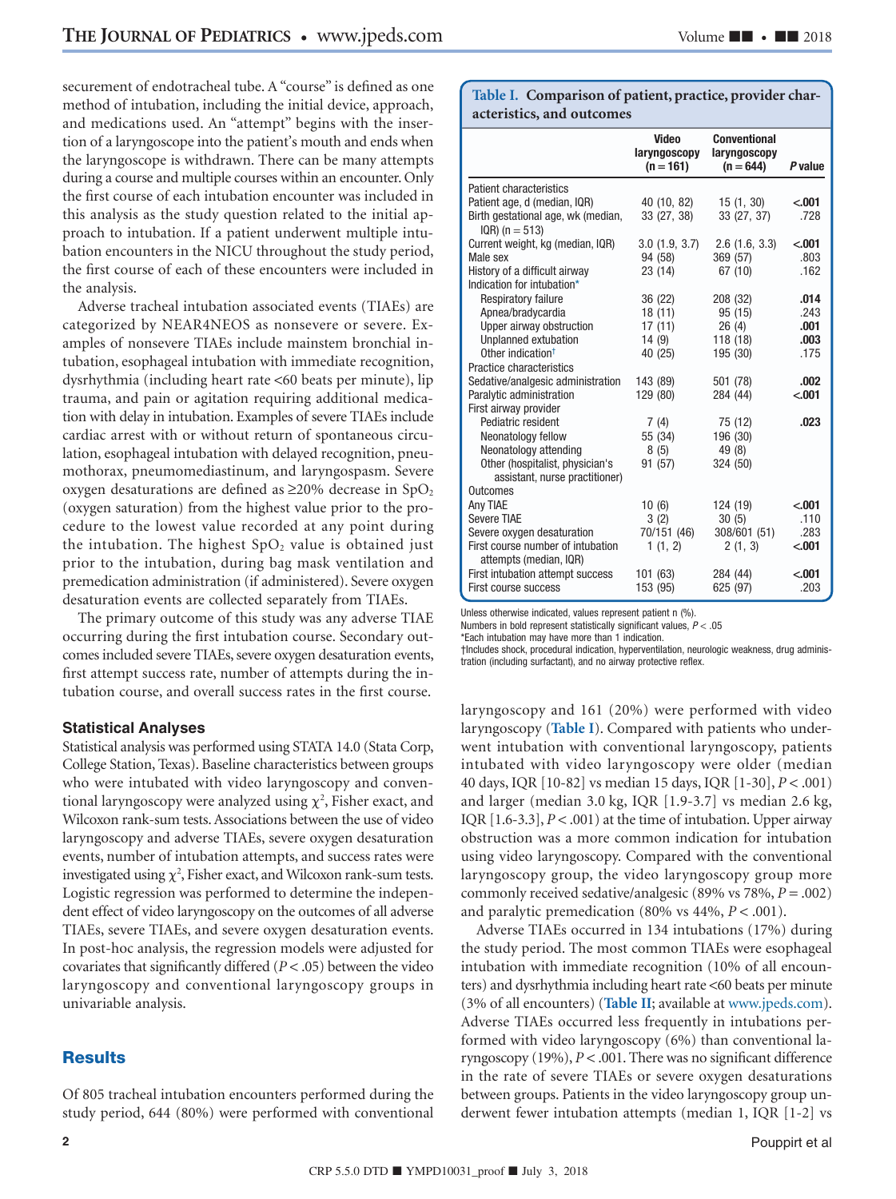securement of endotracheal tube. A "course" is defined as one method of intubation, including the initial device, approach, and medications used. An "attempt" begins with the insertion of a laryngoscope into the patient's mouth and ends when the laryngoscope is withdrawn. There can be many attempts during a course and multiple courses within an encounter. Only the first course of each intubation encounter was included in this analysis as the study question related to the initial approach to intubation. If a patient underwent multiple intubation encounters in the NICU throughout the study period, the first course of each of these encounters were included in the analysis.

Adverse tracheal intubation associated events (TIAEs) are categorized by NEAR4NEOS as nonsevere or severe. Examples of nonsevere TIAEs include mainstem bronchial intubation, esophageal intubation with immediate recognition, dysrhythmia (including heart rate <60 beats per minute), lip trauma, and pain or agitation requiring additional medication with delay in intubation. Examples of severe TIAEs include cardiac arrest with or without return of spontaneous circulation, esophageal intubation with delayed recognition, pneumothorax, pneumomediastinum, and laryngospasm. Severe oxygen desaturations are defined as ≥20% decrease in $SpO_2$ (oxygen saturation) from the highest value prior to the procedure to the lowest value recorded at any point during the intubation. The highest $SpO_2$ value is obtained just prior to the intubation, during bag mask ventilation and premedication administration (if administered). Severe oxygen desaturation events are collected separately from TIAEs.

The primary outcome of this study was any adverse TIAE occurring during the first intubation course. Secondary outcomes included severe TIAEs, severe oxygen desaturation events, first attempt success rate, number of attempts during the intubation course, and overall success rates in the first course.

### Statistical Analyses

Statistical analysis was performed using STATA 14.0 (Stata Corp, College Station, Texas). Baseline characteristics between groups who were intubated with video laryngoscopy and conventional laryngoscopy were analyzed using $\chi^2$, Fisher exact, and Wilcoxon rank-sum tests. Associations between the use of video laryngoscopy and adverse TIAEs, severe oxygen desaturation events, number of intubation attempts, and success rates were investigated using $\chi^2$, Fisher exact, and Wilcoxon rank-sum tests. Logistic regression was performed to determine the independent effect of video laryngoscopy on the outcomes of all adverse TIAEs, severe TIAEs, and severe oxygen desaturation events. In post-hoc analysis, the regression models were adjusted for covariates that significantly differed ($P < .05$) between the video laryngoscopy and conventional laryngoscopy groups in univariable analysis.

## Results

Of 805 tracheal intubation encounters performed during the study period, 644 (80%) were performed with conventional laryngoscopy and 161 (20%) were performed with video laryngoscopy (Table I). Compared with patients who underwent intubation with conventional laryngoscopy, patients intubated with video laryngoscopy were older (median 40 days, IQR [10-82] vs median 15 days, IQR [1-30], $P < .001$) and larger (median 3.0 kg, IQR [1.9-3.7] vs median 2.6 kg, IQR [1.6-3.3], $P < .001$) at the time of intubation. Upper airway obstruction was a more common indication for intubation using video laryngoscopy. Compared with the conventional laryngoscopy group, the video laryngoscopy group more commonly received sedative/analgesic (89% vs 78%, $P = .002$) and paralytic premedication (80% vs 44%, $P < .001$).

Adverse TIAEs occurred in 134 intubations (17%) during the study period. The most common TIAEs were esophageal intubation with immediate recognition (10% of all encounters) and dysrhythmia including heart rate <60 beats per minute (3% of all encounters) (Table II; available at www.jpeds.com). Adverse TIAEs occurred less frequently in intubations performed with video laryngoscopy (6%) than conventional laryngoscopy (19%), $P < .001$. There was no significant difference in the rate of severe TIAEs or severe oxygen desaturations between groups. Patients in the video laryngoscopy group underwent fewer intubation attempts (median 1, IQR [1-2] vs

**Table I. Comparison of patient, practice, provider characteristics, and outcomes**

| | Video laryngoscopy (n = 161) | Conventional laryngoscopy (n = 644) | P value |
|---|---|---|---|
| Patient characteristics | | | |
| Patient age, d (median, IQR) | 40 (10, 82) | 15 (1, 30) | **<.001** |
| Birth gestational age, wk (median, IQR) (n = 513) | 33 (27, 38) | 33 (27, 37) | .728 |
| Current weight, kg (median, IQR) | 3.0 (1.9, 3.7) | 2.6 (1.6, 3.3) | **<.001** |
| Male sex | 94 (58) | 369 (57) | .803 |
| History of a difficult airway | 23 (14) | 67 (10) | .162 |
| Indication for intubation* | | | |
| Respiratory failure | 36 (22) | 208 (32) | **.014** |
| Apnea/bradycardia | 18 (11) | 95 (15) | .243 |
| Upper airway obstruction | 17 (11) | 26 (4) | **.001** |
| Unplanned extubation | 14 (9) | 118 (18) | **.003** |
| Other indication† | 40 (25) | 195 (30) | .175 |
| Practice characteristics | | | |
| Sedative/analgesic administration | 143 (89) | 501 (78) | **.002** |
| Paralytic administration | 129 (80) | 284 (44) | **<.001** |
| First airway provider | | | |
| Pediatric resident | 7 (4) | 75 (12) | **.023** |
| Neonatology fellow | 55 (34) | 196 (30) | |
| Neonatology attending | 8 (5) | 49 (8) | |
| Other (hospitalist, physician's assistant, nurse practitioner) | 91 (57) | 324 (50) | |
| Outcomes | | | |
| Any TIAE | 10 (6) | 124 (19) | **<.001** |
| Severe TIAE | 3 (2) | 30 (5) | .110 |
| Severe oxygen desaturation | 70/151 (46) | 308/601 (51) | .283 |
| First course number of intubation attempts (median, IQR) | 1 (1, 2) | 2 (1, 3) | **<.001** |
| First intubation attempt success | 101 (63) | 284 (44) | **<.001** |
| First course success | 153 (95) | 625 (97) | .203 |

Unless otherwise indicated, values represent patient n (%).
Numbers in bold represent statistically significant values, $P < .05$
*Each intubation may have more than 1 indication.
†Includes shock, procedural indication, hyperventilation, neurologic weakness, drug administration (including surfactant), and no airway protective reflex.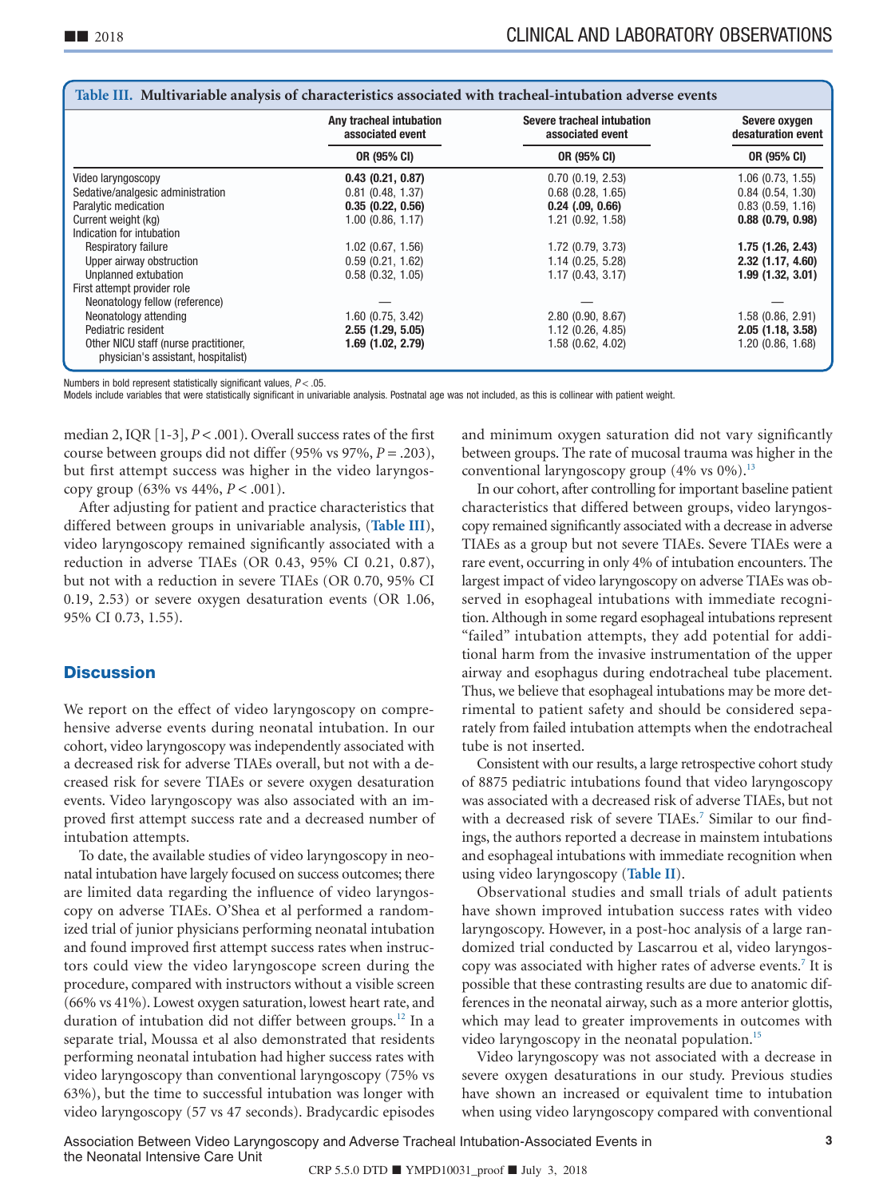**Table III. Multivariable analysis of characteristics associated with tracheal-intubation adverse events**

| | Any tracheal intubation associated event | Severe tracheal intubation associated event | Severe oxygen desaturation event |
|---|---|---|---|
| | OR (95% CI) | OR (95% CI) | OR (95% CI) |
| Video laryngoscopy | **0.43 (0.21, 0.87)** | 0.70 (0.19, 2.53) | 1.06 (0.73, 1.55) |
| Sedative/analgesic administration | 0.81 (0.48, 1.37) | 0.68 (0.28, 1.65) | 0.84 (0.54, 1.30) |
| Paralytic medication | **0.35 (0.22, 0.56)** | **0.24 (.09, 0.66)** | 0.83 (0.59, 1.16) |
| Current weight (kg) | 1.00 (0.86, 1.17) | 1.21 (0.92, 1.58) | **0.88 (0.79, 0.98)** |
| Indication for intubation | | | |
| Respiratory failure | 1.02 (0.67, 1.56) | 1.72 (0.79, 3.73) | **1.75 (1.26, 2.43)** |
| Upper airway obstruction | 0.59 (0.21, 1.62) | 1.14 (0.25, 5.28) | **2.32 (1.17, 4.60)** |
| Unplanned extubation | 0.58 (0.32, 1.05) | 1.17 (0.43, 3.17) | **1.99 (1.32, 3.01)** |
| First attempt provider role | | | |
| Neonatology fellow (reference) | — | — | — |
| Neonatology attending | 1.60 (0.75, 3.42) | 2.80 (0.90, 8.67) | 1.58 (0.86, 2.91) |
| Pediatric resident | **2.55 (1.29, 5.05)** | 1.12 (0.26, 4.85) | **2.05 (1.18, 3.58)** |
| Other NICU staff (nurse practitioner, physician's assistant, hospitalist) | **1.69 (1.02, 2.79)** | 1.58 (0.62, 4.02) | 1.20 (0.86, 1.68) |

Numbers in bold represent statistically significant values, $P < .05$.
Models include variables that were statistically significant in univariable analysis. Postnatal age was not included, as this is collinear with patient weight.

median 2, IQR [1-3], $P < .001$). Overall success rates of the first course between groups did not differ (95% vs 97%, $P = .203$), but first attempt success was higher in the video laryngoscopy group (63% vs 44%, $P < .001$).

After adjusting for patient and practice characteristics that differed between groups in univariable analysis, (**Table III**), video laryngoscopy remained significantly associated with a reduction in adverse TIAEs (OR 0.43, 95% CI 0.21, 0.87), but not with a reduction in severe TIAEs (OR 0.70, 95% CI 0.19, 2.53) or severe oxygen desaturation events (OR 1.06, 95% CI 0.73, 1.55).

## Discussion

We report on the effect of video laryngoscopy on comprehensive adverse events during neonatal intubation. In our cohort, video laryngoscopy was independently associated with a decreased risk for adverse TIAEs overall, but not with a decreased risk for severe TIAEs or severe oxygen desaturation events. Video laryngoscopy was also associated with an improved first attempt success rate and a decreased number of intubation attempts.

To date, the available studies of video laryngoscopy in neonatal intubation have largely focused on success outcomes; there are limited data regarding the influence of video laryngoscopy on adverse TIAEs. O'Shea et al performed a randomized trial of junior physicians performing neonatal intubation and found improved first attempt success rates when instructors could view the video laryngoscope screen during the procedure, compared with instructors without a visible screen (66% vs 41%). Lowest oxygen saturation, lowest heart rate, and duration of intubation did not differ between groups.[12] In a separate trial, Moussa et al also demonstrated that residents performing neonatal intubation had higher success rates with video laryngoscopy than conventional laryngoscopy (75% vs 63%), but the time to successful intubation was longer with video laryngoscopy (57 vs 47 seconds). Bradycardic episodes and minimum oxygen saturation did not vary significantly between groups. The rate of mucosal trauma was higher in the conventional laryngoscopy group (4% vs 0%).[13]

In our cohort, after controlling for important baseline patient characteristics that differed between groups, video laryngoscopy remained significantly associated with a decrease in adverse TIAEs as a group but not severe TIAEs. Severe TIAEs were a rare event, occurring in only 4% of intubation encounters. The largest impact of video laryngoscopy on adverse TIAEs was observed in esophageal intubations with immediate recognition. Although in some regard esophageal intubations represent "failed" intubation attempts, they add potential for additional harm from the invasive instrumentation of the upper airway and esophagus during endotracheal tube placement. Thus, we believe that esophageal intubations may be more detrimental to patient safety and should be considered separately from failed intubation attempts when the endotracheal tube is not inserted.

Consistent with our results, a large retrospective cohort study of 8875 pediatric intubations found that video laryngoscopy was associated with a decreased risk of adverse TIAEs, but not with a decreased risk of severe TIAEs.[7] Similar to our findings, the authors reported a decrease in mainstem intubations and esophageal intubations with immediate recognition when using video laryngoscopy (**Table II**).

Observational studies and small trials of adult patients have shown improved intubation success rates with video laryngoscopy. However, in a post-hoc analysis of a large randomized trial conducted by Lascarrou et al, video laryngoscopy was associated with higher rates of adverse events.[7] It is possible that these contrasting results are due to anatomic differences in the neonatal airway, such as a more anterior glottis, which may lead to greater improvements in outcomes with video laryngoscopy in the neonatal population.[15]

Video laryngoscopy was not associated with a decrease in severe oxygen desaturations in our study. Previous studies have shown an increased or equivalent time to intubation when using video laryngoscopy compared with conventional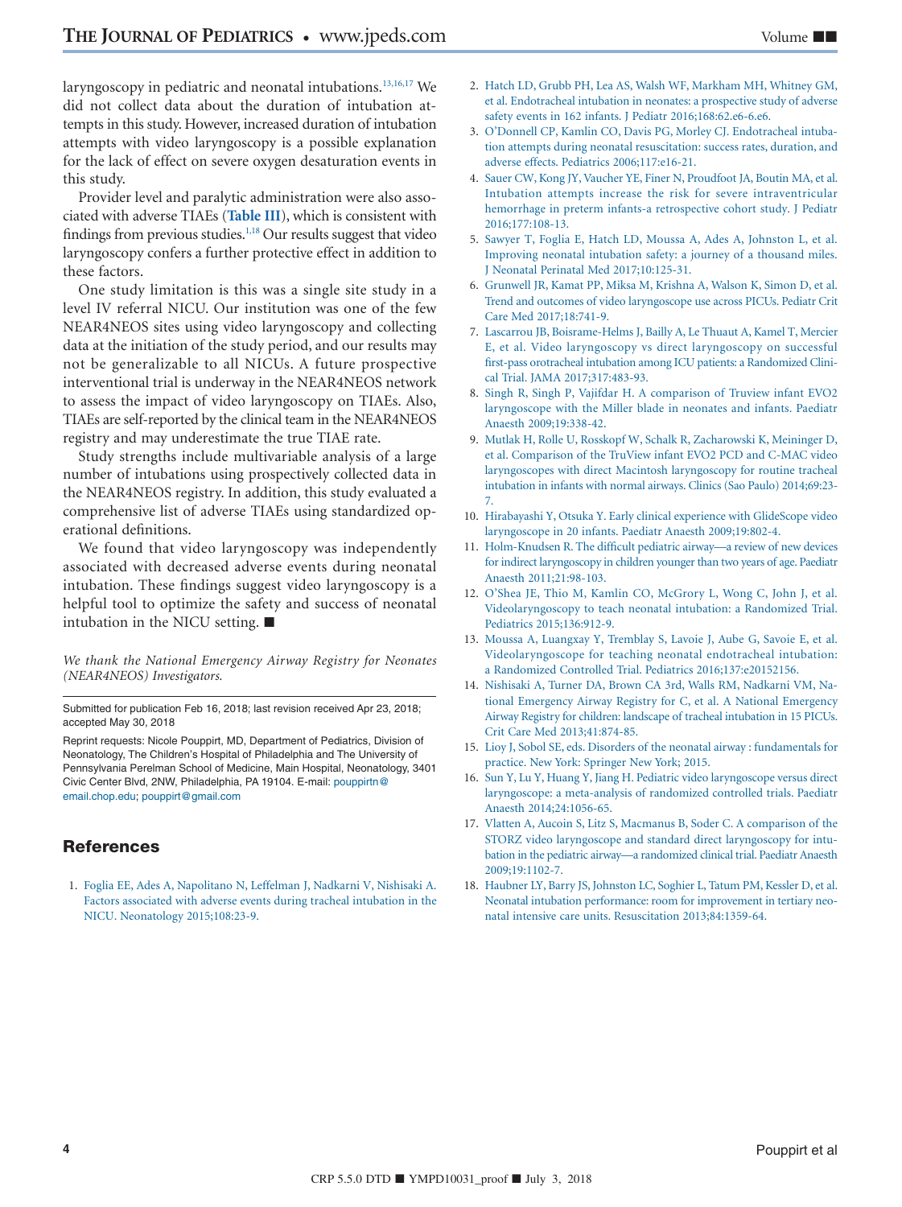laryngoscopy in pediatric and neonatal intubations.[13,16,17] We did not collect data about the duration of intubation attempts in this study. However, increased duration of intubation attempts with video laryngoscopy is a possible explanation for the lack of effect on severe oxygen desaturation events in this study.

Provider level and paralytic administration were also associated with adverse TIAEs (**Table III**), which is consistent with findings from previous studies.[1,18] Our results suggest that video laryngoscopy confers a further protective effect in addition to these factors.

One study limitation is this was a single site study in a level IV referral NICU. Our institution was one of the few NEAR4NEOS sites using video laryngoscopy and collecting data at the initiation of the study period, and our results may not be generalizable to all NICUs. A future prospective interventional trial is underway in the NEAR4NEOS network to assess the impact of video laryngoscopy on TIAEs. Also, TIAEs are self-reported by the clinical team in the NEAR4NEOS registry and may underestimate the true TIAE rate.

Study strengths include multivariable analysis of a large number of intubations using prospectively collected data in the NEAR4NEOS registry. In addition, this study evaluated a comprehensive list of adverse TIAEs using standardized operational definitions.

We found that video laryngoscopy was independently associated with decreased adverse events during neonatal intubation. These findings suggest video laryngoscopy is a helpful tool to optimize the safety and success of neonatal intubation in the NICU setting. ■

*We thank the National Emergency Airway Registry for Neonates (NEAR4NEOS) Investigators.*

---

Submitted for publication Feb 16, 2018; last revision received Apr 23, 2018; accepted May 30, 2018

Reprint requests: Nicole Pouppirt, MD, Department of Pediatrics, Division of Neonatology, The Children's Hospital of Philadelphia and The University of Pennsylvania Perelman School of Medicine, Main Hospital, Neonatology, 3401 Civic Center Blvd, 2NW, Philadelphia, PA 19104. E-mail: pouppirtn@email.chop.edu; pouppirt@gmail.com

## References

1. Foglia EE, Ades A, Napolitano N, Leffelman J, Nadkarni V, Nishisaki A. Factors associated with adverse events during tracheal intubation in the NICU. Neonatology 2015;108:23-9.
2. Hatch LD, Grubb PH, Lea AS, Walsh WF, Markham MH, Whitney GM, et al. Endotracheal intubation in neonates: a prospective study of adverse safety events in 162 infants. J Pediatr 2016;168:62.e6-6.e6.
3. O'Donnell CP, Kamlin CO, Davis PG, Morley CJ. Endotracheal intubation attempts during neonatal resuscitation: success rates, duration, and adverse effects. Pediatrics 2006;117:e16-21.
4. Sauer CW, Kong JY, Vaucher YE, Finer N, Proudfoot JA, Boutin MA, et al. Intubation attempts increase the risk for severe intraventricular hemorrhage in preterm infants-a retrospective cohort study. J Pediatr 2016;177:108-13.
5. Sawyer T, Foglia E, Hatch LD, Moussa A, Ades A, Johnston L, et al. Improving neonatal intubation safety: a journey of a thousand miles. J Neonatal Perinatal Med 2017;10:125-31.
6. Grunwell JR, Kamat PP, Miksa M, Krishna A, Walson K, Simon D, et al. Trend and outcomes of video laryngoscope use across PICUs. Pediatr Crit Care Med 2017;18:741-9.
7. Lascarrou JB, Boisrame-Helms J, Bailly A, Le Thuaut A, Kamel T, Mercier E, et al. Video laryngoscopy vs direct laryngoscopy on successful first-pass orotracheal intubation among ICU patients: a Randomized Clinical Trial. JAMA 2017;317:483-93.
8. Singh R, Singh P, Vajifdar H. A comparison of Truview infant EVO2 laryngoscope with the Miller blade in neonates and infants. Paediatr Anaesth 2009;19:338-42.
9. Mutlak H, Rolle U, Rosskopf W, Schalk R, Zacharowski K, Meininger D, et al. Comparison of the TruView infant EVO2 PCD and C-MAC video laryngoscopes with direct Macintosh laryngoscopy for routine tracheal intubation in infants with normal airways. Clinics (Sao Paulo) 2014;69:23-7.
10. Hirabayashi Y, Otsuka Y. Early clinical experience with GlideScope video laryngoscope in 20 infants. Paediatr Anaesth 2009;19:802-4.
11. Holm-Knudsen R. The difficult pediatric airway—a review of new devices for indirect laryngoscopy in children younger than two years of age. Paediatr Anaesth 2011;21:98-103.
12. O'Shea JE, Thio M, Kamlin CO, McGrory L, Wong C, John J, et al. Videolaryngoscopy to teach neonatal intubation: a Randomized Trial. Pediatrics 2015;136:912-9.
13. Moussa A, Luangxay Y, Tremblay S, Lavoie J, Aube G, Savoie E, et al. Videolaryngoscope for teaching neonatal endotracheal intubation: a Randomized Controlled Trial. Pediatrics 2016;137:e20152156.
14. Nishisaki A, Turner DA, Brown CA 3rd, Walls RM, Nadkarni VM, National Emergency Airway Registry for C, et al. A National Emergency Airway Registry for children: landscape of tracheal intubation in 15 PICUs. Crit Care Med 2013;41:874-85.
15. Lioy J, Sobol SE, eds. Disorders of the neonatal airway : fundamentals for practice. New York: Springer New York; 2015.
16. Sun Y, Lu Y, Huang Y, Jiang H. Pediatric video laryngoscope versus direct laryngoscope: a meta-analysis of randomized controlled trials. Paediatr Anaesth 2014;24:1056-65.
17. Vlatten A, Aucoin S, Litz S, Macmanus B, Soder C. A comparison of the STORZ video laryngoscope and standard direct laryngoscopy for intubation in the pediatric airway—a randomized clinical trial. Paediatr Anaesth 2009;19:1102-7.
18. Haubner LY, Barry JS, Johnston LC, Soghier L, Tatum PM, Kessler D, et al. Neonatal intubation performance: room for improvement in tertiary neonatal intensive care units. Resuscitation 2013;84:1359-64.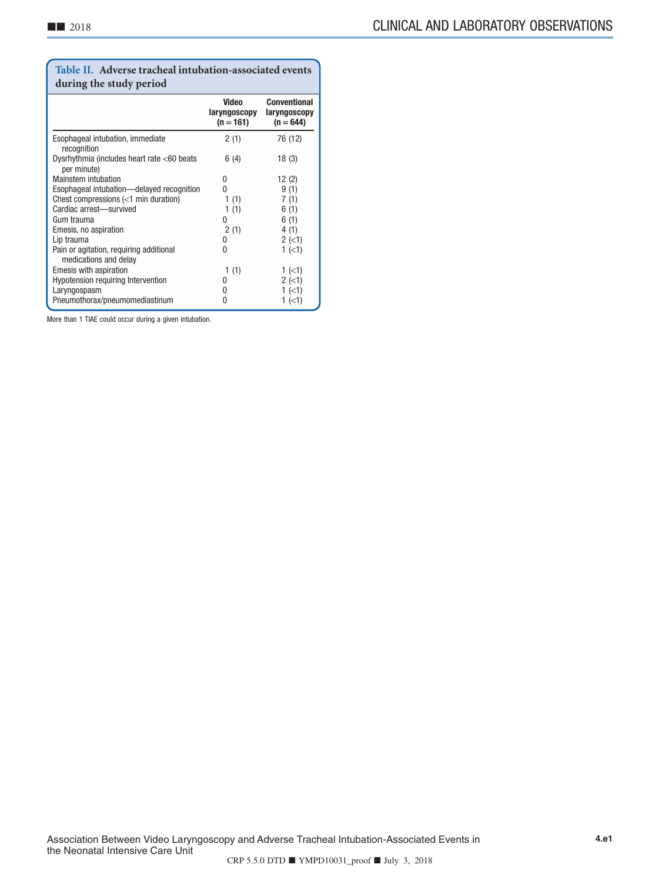**Table II. Adverse tracheal intubation-associated events during the study period**

| | Video laryngoscopy (n = 161) | Conventional laryngoscopy (n = 644) |
|---|---|---|
| Esophageal intubation, immediate recognition | 2 (1) | 76 (12) |
| Dysrhythmia (includes heart rate <60 beats per minute) | 6 (4) | 18 (3) |
| Mainstem intubation | 0 | 12 (2) |
| Esophageal intubation—delayed recognition | 0 | 9 (1) |
| Chest compressions (<1 min duration) | 1 (1) | 7 (1) |
| Cardiac arrest—survived | 1 (1) | 6 (1) |
| Gum trauma | 0 | 6 (1) |
| Emesis, no aspiration | 2 (1) | 4 (1) |
| Lip trauma | 0 | 2 (<1) |
| Pain or agitation, requiring additional medications and delay | 0 | 1 (<1) |
| Emesis with aspiration | 1 (1) | 1 (<1) |
| Hypotension requiring Intervention | 0 | 2 (<1) |
| Laryngospasm | 0 | 1 (<1) |
| Pneumothorax/pneumomediastinum | 0 | 1 (<1) |

More than 1 TIAE could occur during a given intubation.